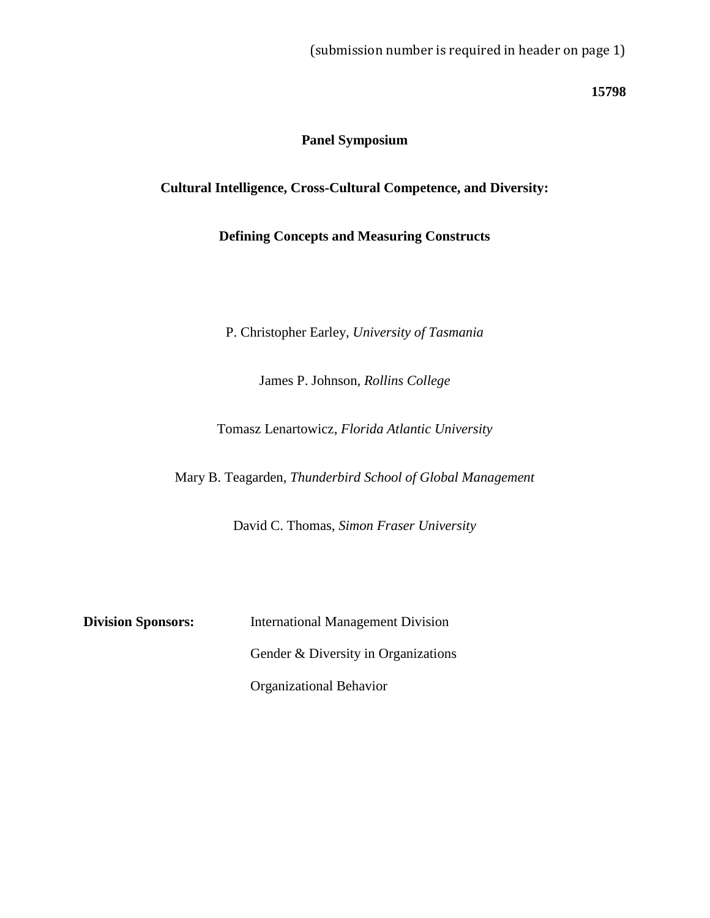(submission number is required in header on page 1)

**15798**

**Panel Symposium**

# Cultural Intelligence, Cross-Cultural Competence, and Diversity: Defining Concepts and Measuring Constructs

P. Christopher Earley, *University of Tasmania*

James P. Johnson, *Rollins College*

Tomasz Lenartowicz, *Florida Atlantic University*

Mary B. Teagarden, *Thunderbird School of Global Management*

David C. Thomas, *Simon Fraser University*

**Division Sponsors:** International Management Division

Gender & Diversity in Organizations

Organizational Behavior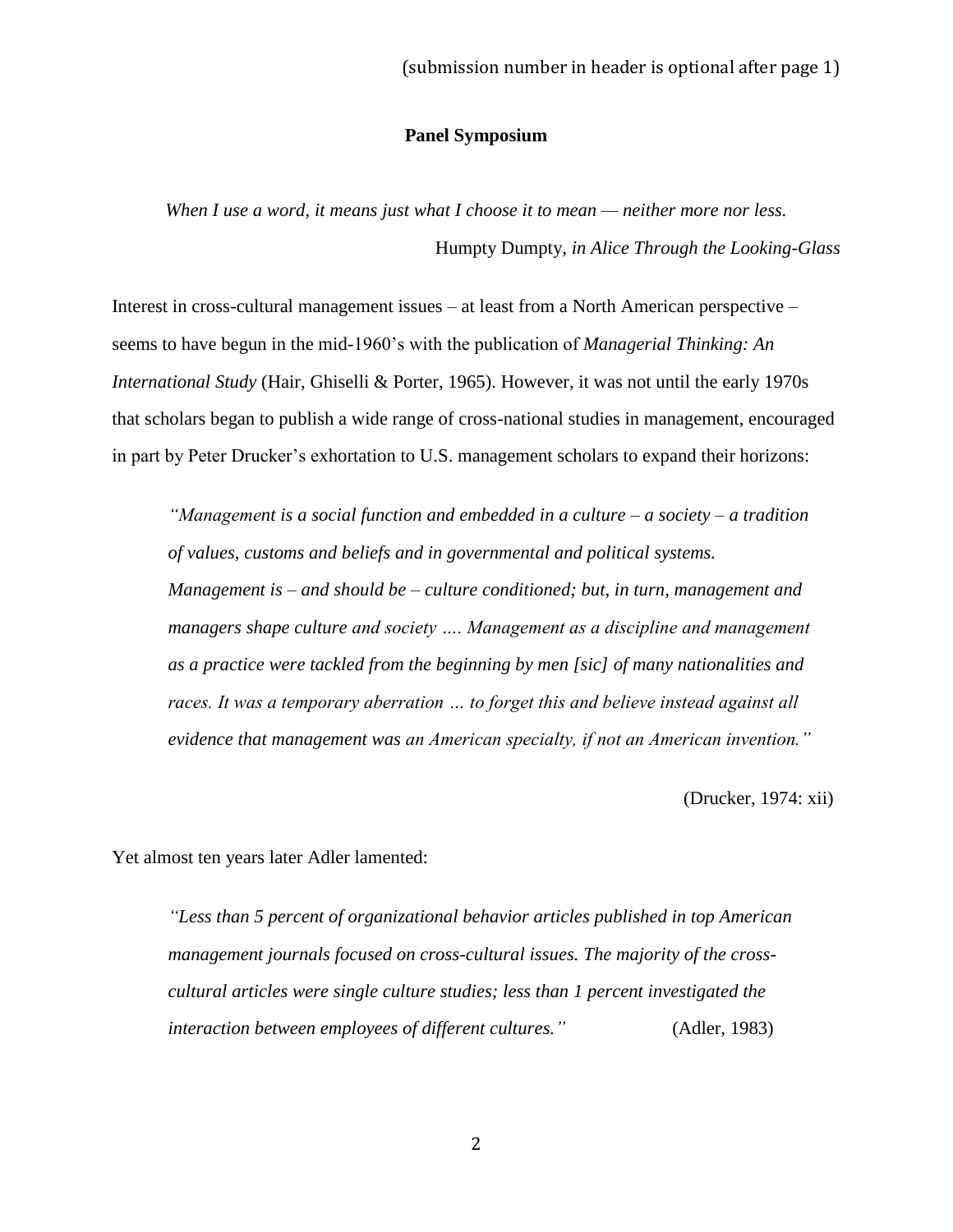**Panel Symposium**

*When I use a word, it means just what I choose it to mean — neither more nor less.*
Humpty Dumpty, *in Alice Through the Looking-Glass*

Interest in cross-cultural management issues – at least from a North American perspective – seems to have begun in the mid-1960's with the publication of *Managerial Thinking: An International Study* (Hair, Ghiselli & Porter, 1965). However, it was not until the early 1970s that scholars began to publish a wide range of cross-national studies in management, encouraged in part by Peter Drucker's exhortation to U.S. management scholars to expand their horizons:

> *"Management is a social function and embedded in a culture – a society – a tradition of values, customs and beliefs and in governmental and political systems. Management is – and should be – culture conditioned; but, in turn, management and managers shape culture and society …. Management as a discipline and management as a practice were tackled from the beginning by men [sic] of many nationalities and races. It was a temporary aberration … to forget this and believe instead against all evidence that management was an American specialty, if not an American invention."*
>
> (Drucker, 1974: xii)

Yet almost ten years later Adler lamented:

> *"Less than 5 percent of organizational behavior articles published in top American management journals focused on cross-cultural issues. The majority of the cross-cultural articles were single culture studies; less than 1 percent investigated the interaction between employees of different cultures."* (Adler, 1983)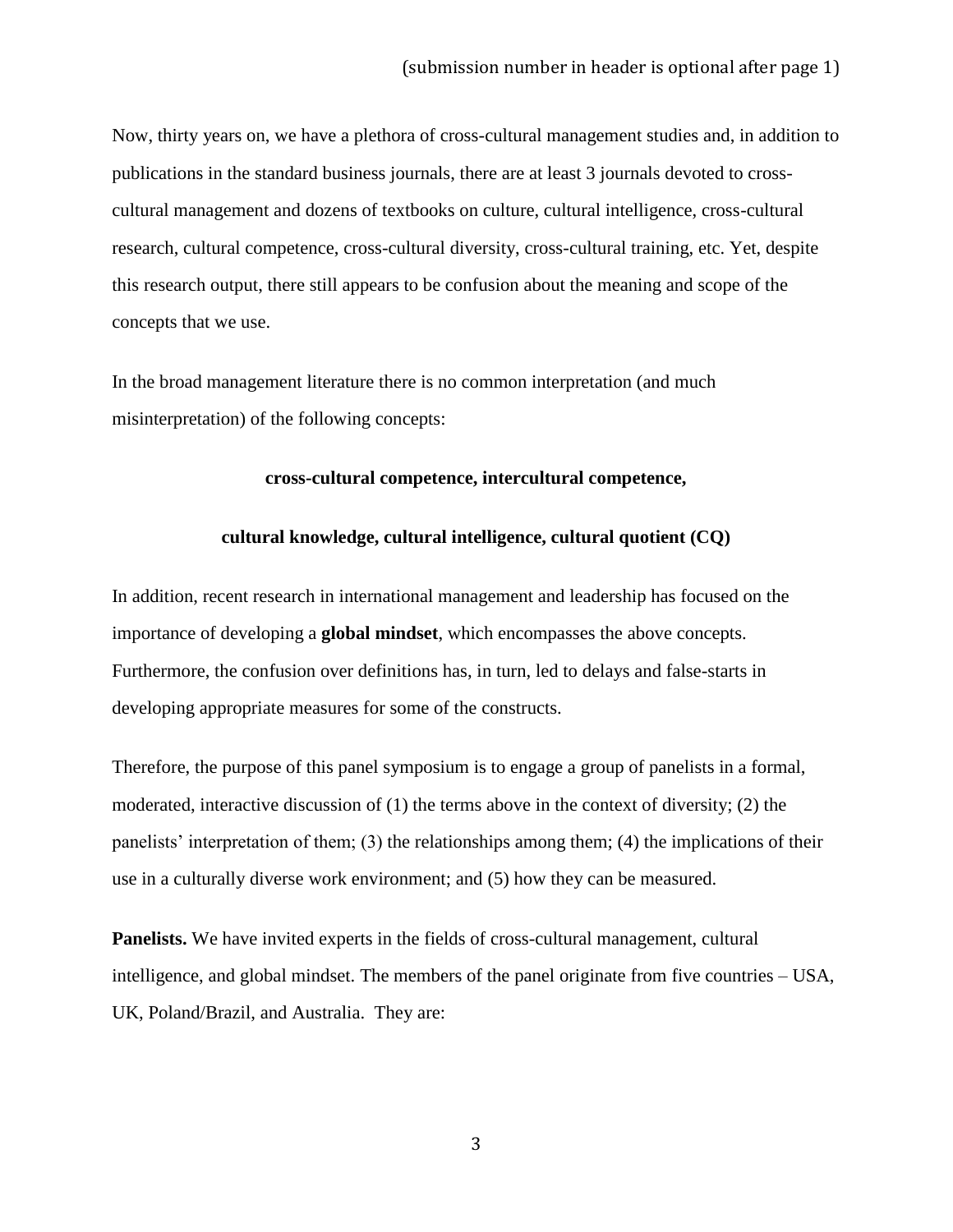Now, thirty years on, we have a plethora of cross-cultural management studies and, in addition to publications in the standard business journals, there are at least 3 journals devoted to cross-cultural management and dozens of textbooks on culture, cultural intelligence, cross-cultural research, cultural competence, cross-cultural diversity, cross-cultural training, etc. Yet, despite this research output, there still appears to be confusion about the meaning and scope of the concepts that we use.

In the broad management literature there is no common interpretation (and much misinterpretation) of the following concepts:

**cross-cultural competence, intercultural competence,**

**cultural knowledge, cultural intelligence, cultural quotient (CQ)**

In addition, recent research in international management and leadership has focused on the importance of developing a **global mindset**, which encompasses the above concepts. Furthermore, the confusion over definitions has, in turn, led to delays and false-starts in developing appropriate measures for some of the constructs.

Therefore, the purpose of this panel symposium is to engage a group of panelists in a formal, moderated, interactive discussion of (1) the terms above in the context of diversity; (2) the panelists' interpretation of them; (3) the relationships among them; (4) the implications of their use in a culturally diverse work environment; and (5) how they can be measured.

**Panelists.** We have invited experts in the fields of cross-cultural management, cultural intelligence, and global mindset. The members of the panel originate from five countries – USA, UK, Poland/Brazil, and Australia. They are: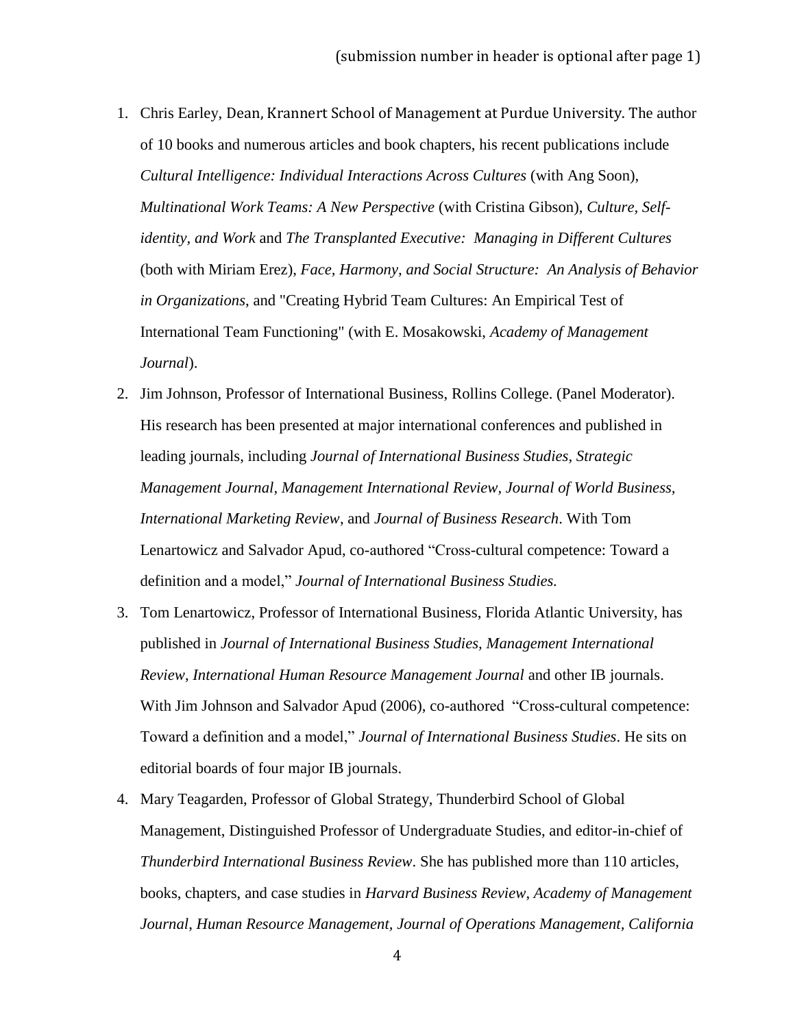1. Chris Earley, Dean, Krannert School of Management at Purdue University. The author of 10 books and numerous articles and book chapters, his recent publications include *Cultural Intelligence: Individual Interactions Across Cultures* (with Ang Soon), *Multinational Work Teams: A New Perspective* (with Cristina Gibson), *Culture, Self-identity, and Work* and *The Transplanted Executive: Managing in Different Cultures* (both with Miriam Erez), *Face, Harmony, and Social Structure: An Analysis of Behavior in Organizations*, and "Creating Hybrid Team Cultures: An Empirical Test of International Team Functioning" (with E. Mosakowski, *Academy of Management Journal*).
2. Jim Johnson, Professor of International Business, Rollins College. (Panel Moderator). His research has been presented at major international conferences and published in leading journals, including *Journal of International Business Studies, Strategic Management Journal*, *Management International Review*, *Journal of World Business*, *International Marketing Review*, and *Journal of Business Research*. With Tom Lenartowicz and Salvador Apud, co-authored "Cross-cultural competence: Toward a definition and a model," *Journal of International Business Studies.*
3. Tom Lenartowicz, Professor of International Business, Florida Atlantic University, has published in *Journal of International Business Studies, Management International Review*, *International Human Resource Management Journal* and other IB journals. With Jim Johnson and Salvador Apud (2006), co-authored "Cross-cultural competence: Toward a definition and a model," *Journal of International Business Studies*. He sits on editorial boards of four major IB journals.
4. Mary Teagarden, Professor of Global Strategy, Thunderbird School of Global Management, Distinguished Professor of Undergraduate Studies, and editor-in-chief of *Thunderbird International Business Review*. She has published more than 110 articles, books, chapters, and case studies in *Harvard Business Review*, *Academy of Management Journal*, *Human Resource Management*, *Journal of Operations Management*, *California*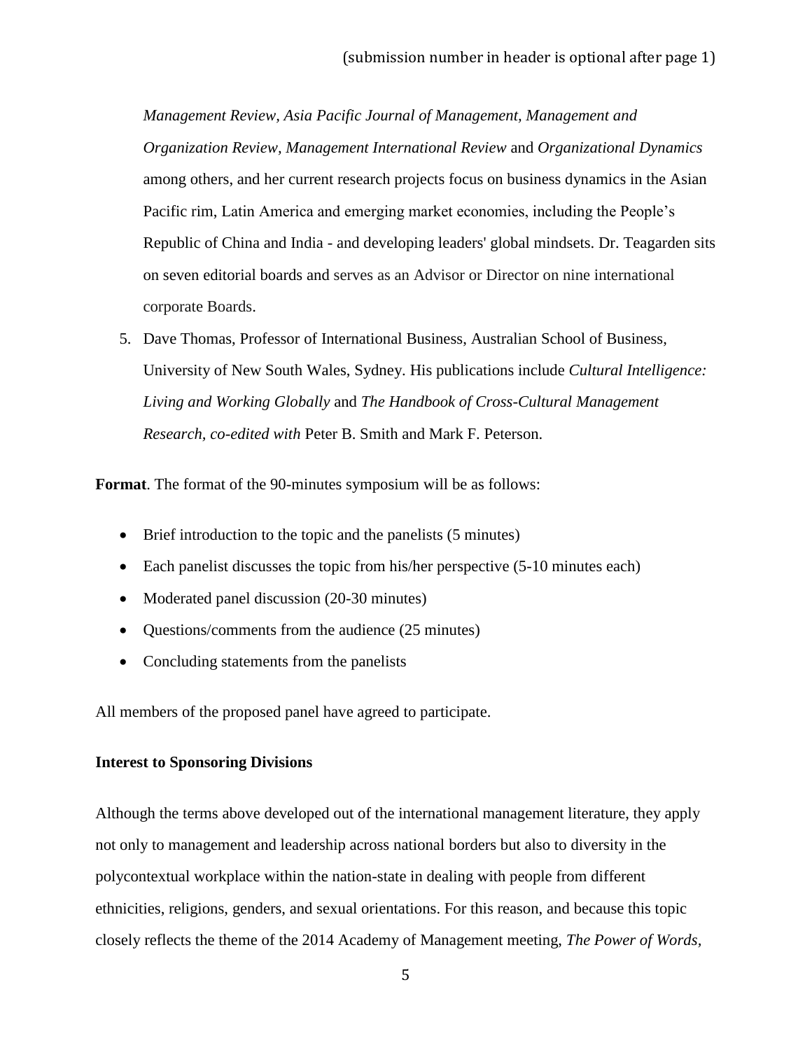*Management Review*, *Asia Pacific Journal of Management*, *Management and Organization Review*, *Management International Review* and *Organizational Dynamics* among others, and her current research projects focus on business dynamics in the Asian Pacific rim, Latin America and emerging market economies, including the People's Republic of China and India - and developing leaders' global mindsets. Dr. Teagarden sits on seven editorial boards and serves as an Advisor or Director on nine international corporate Boards.

5. Dave Thomas, Professor of International Business, Australian School of Business, University of New South Wales, Sydney. His publications include *Cultural Intelligence: Living and Working Globally* and *The Handbook of Cross-Cultural Management Research, co-edited with* Peter B. Smith and Mark F. Peterson.

**Format**. The format of the 90-minutes symposium will be as follows:

- Brief introduction to the topic and the panelists (5 minutes)
- Each panelist discusses the topic from his/her perspective (5-10 minutes each)
- Moderated panel discussion (20-30 minutes)
- Questions/comments from the audience (25 minutes)
- Concluding statements from the panelists

All members of the proposed panel have agreed to participate.

**Interest to Sponsoring Divisions**

Although the terms above developed out of the international management literature, they apply not only to management and leadership across national borders but also to diversity in the polycontextual workplace within the nation-state in dealing with people from different ethnicities, religions, genders, and sexual orientations. For this reason, and because this topic closely reflects the theme of the 2014 Academy of Management meeting, *The Power of Words*,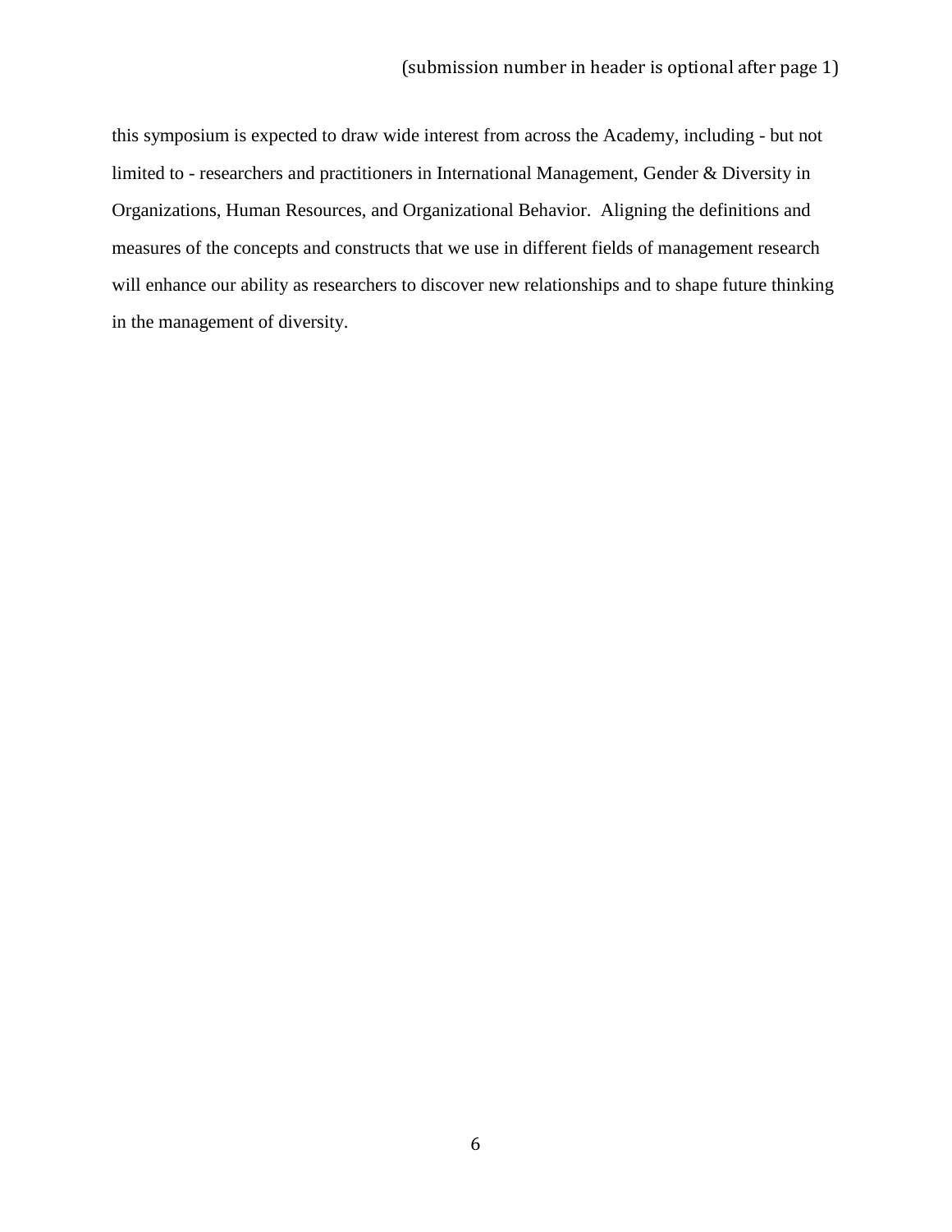this symposium is expected to draw wide interest from across the Academy, including - but not limited to - researchers and practitioners in International Management, Gender & Diversity in Organizations, Human Resources, and Organizational Behavior. Aligning the definitions and measures of the concepts and constructs that we use in different fields of management research will enhance our ability as researchers to discover new relationships and to shape future thinking in the management of diversity.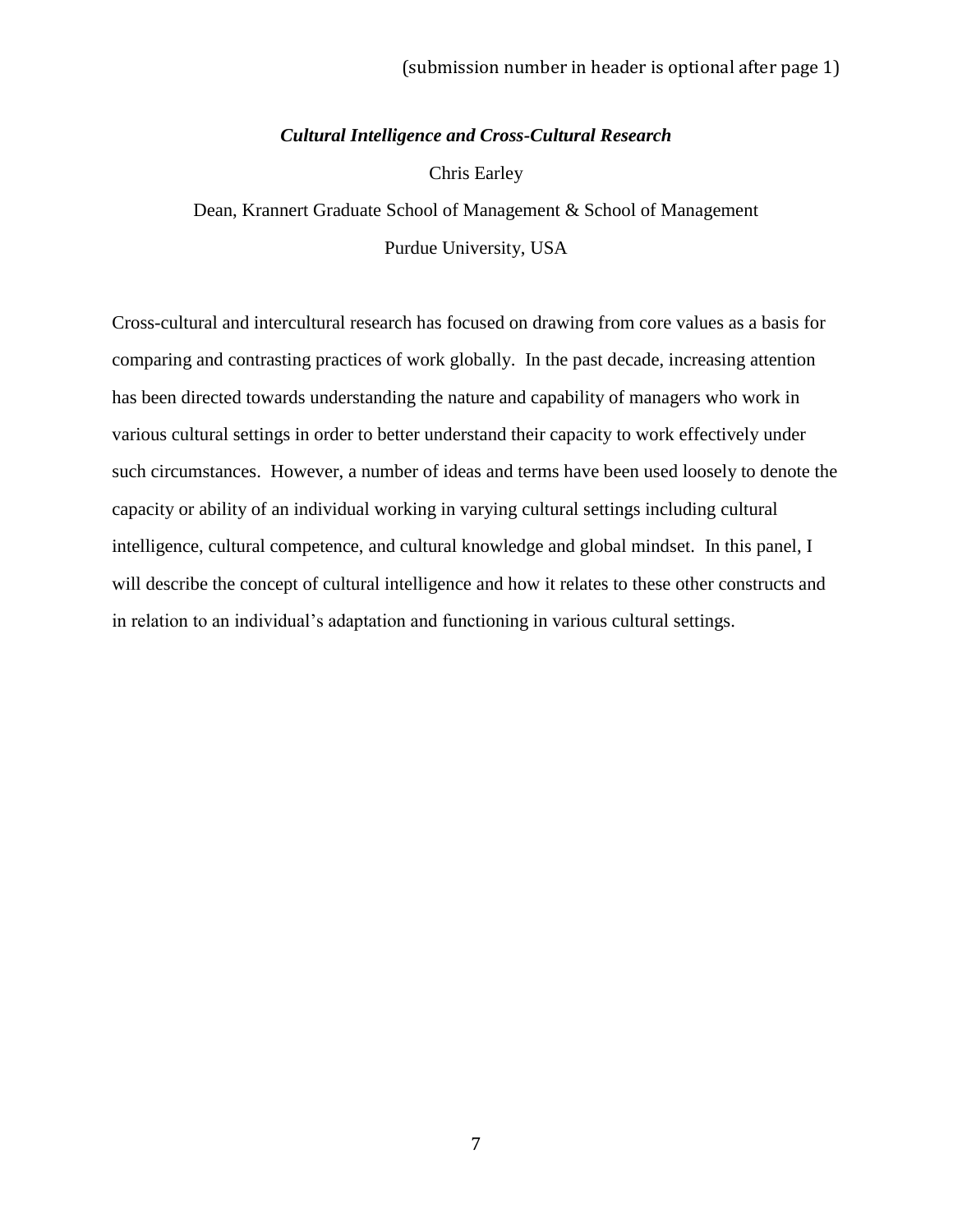### *Cultural Intelligence and Cross-Cultural Research*

Chris Earley

Dean, Krannert Graduate School of Management & School of Management

Purdue University, USA

Cross-cultural and intercultural research has focused on drawing from core values as a basis for comparing and contrasting practices of work globally. In the past decade, increasing attention has been directed towards understanding the nature and capability of managers who work in various cultural settings in order to better understand their capacity to work effectively under such circumstances. However, a number of ideas and terms have been used loosely to denote the capacity or ability of an individual working in varying cultural settings including cultural intelligence, cultural competence, and cultural knowledge and global mindset. In this panel, I will describe the concept of cultural intelligence and how it relates to these other constructs and in relation to an individual's adaptation and functioning in various cultural settings.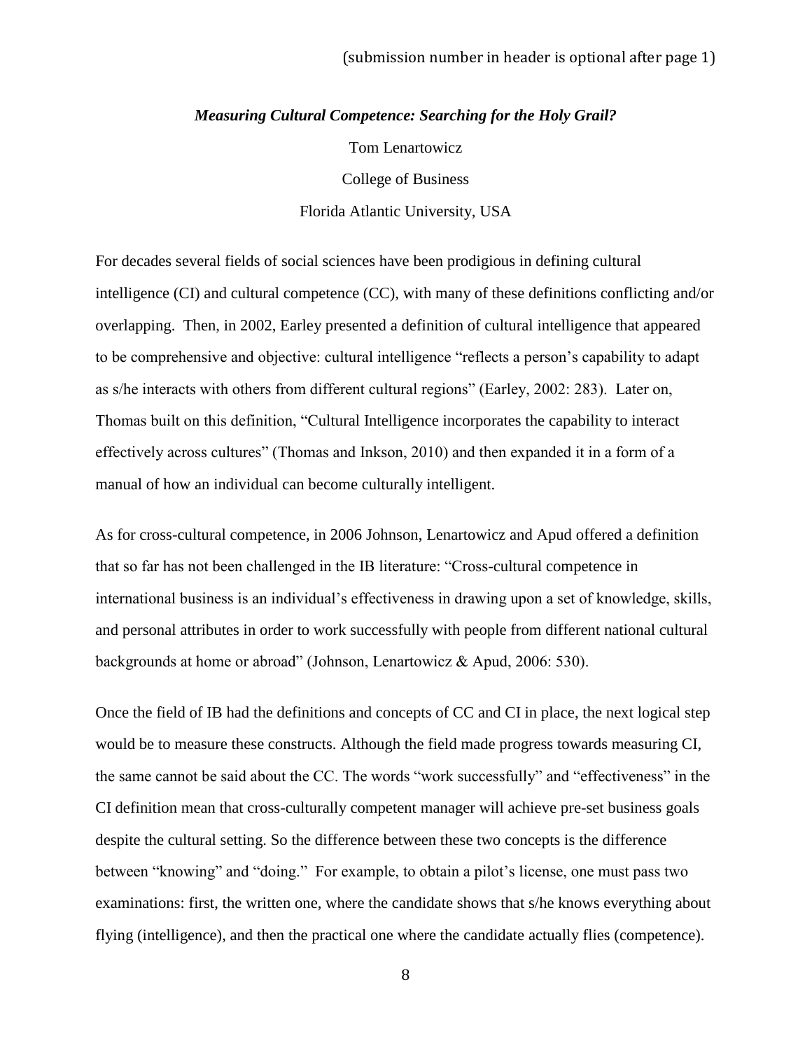## *Measuring Cultural Competence: Searching for the Holy Grail?*

Tom Lenartowicz

College of Business

Florida Atlantic University, USA

For decades several fields of social sciences have been prodigious in defining cultural intelligence (CI) and cultural competence (CC), with many of these definitions conflicting and/or overlapping. Then, in 2002, Earley presented a definition of cultural intelligence that appeared to be comprehensive and objective: cultural intelligence "reflects a person's capability to adapt as s/he interacts with others from different cultural regions" (Earley, 2002: 283). Later on, Thomas built on this definition, "Cultural Intelligence incorporates the capability to interact effectively across cultures" (Thomas and Inkson, 2010) and then expanded it in a form of a manual of how an individual can become culturally intelligent.

As for cross-cultural competence, in 2006 Johnson, Lenartowicz and Apud offered a definition that so far has not been challenged in the IB literature: "Cross-cultural competence in international business is an individual's effectiveness in drawing upon a set of knowledge, skills, and personal attributes in order to work successfully with people from different national cultural backgrounds at home or abroad" (Johnson, Lenartowicz & Apud, 2006: 530).

Once the field of IB had the definitions and concepts of CC and CI in place, the next logical step would be to measure these constructs. Although the field made progress towards measuring CI, the same cannot be said about the CC. The words "work successfully" and "effectiveness" in the CI definition mean that cross-culturally competent manager will achieve pre-set business goals despite the cultural setting. So the difference between these two concepts is the difference between "knowing" and "doing." For example, to obtain a pilot's license, one must pass two examinations: first, the written one, where the candidate shows that s/he knows everything about flying (intelligence), and then the practical one where the candidate actually flies (competence).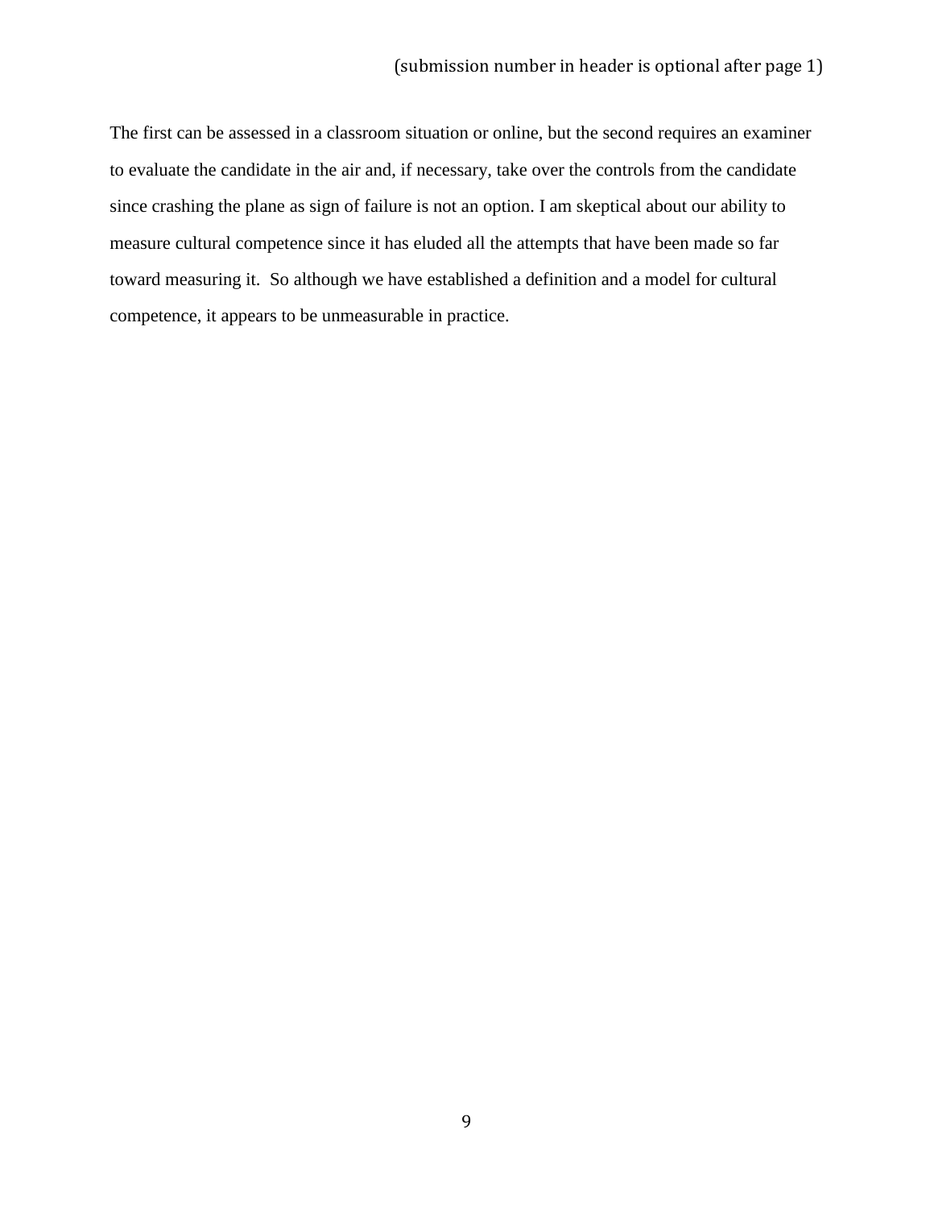The first can be assessed in a classroom situation or online, but the second requires an examiner to evaluate the candidate in the air and, if necessary, take over the controls from the candidate since crashing the plane as sign of failure is not an option. I am skeptical about our ability to measure cultural competence since it has eluded all the attempts that have been made so far toward measuring it. So although we have established a definition and a model for cultural competence, it appears to be unmeasurable in practice.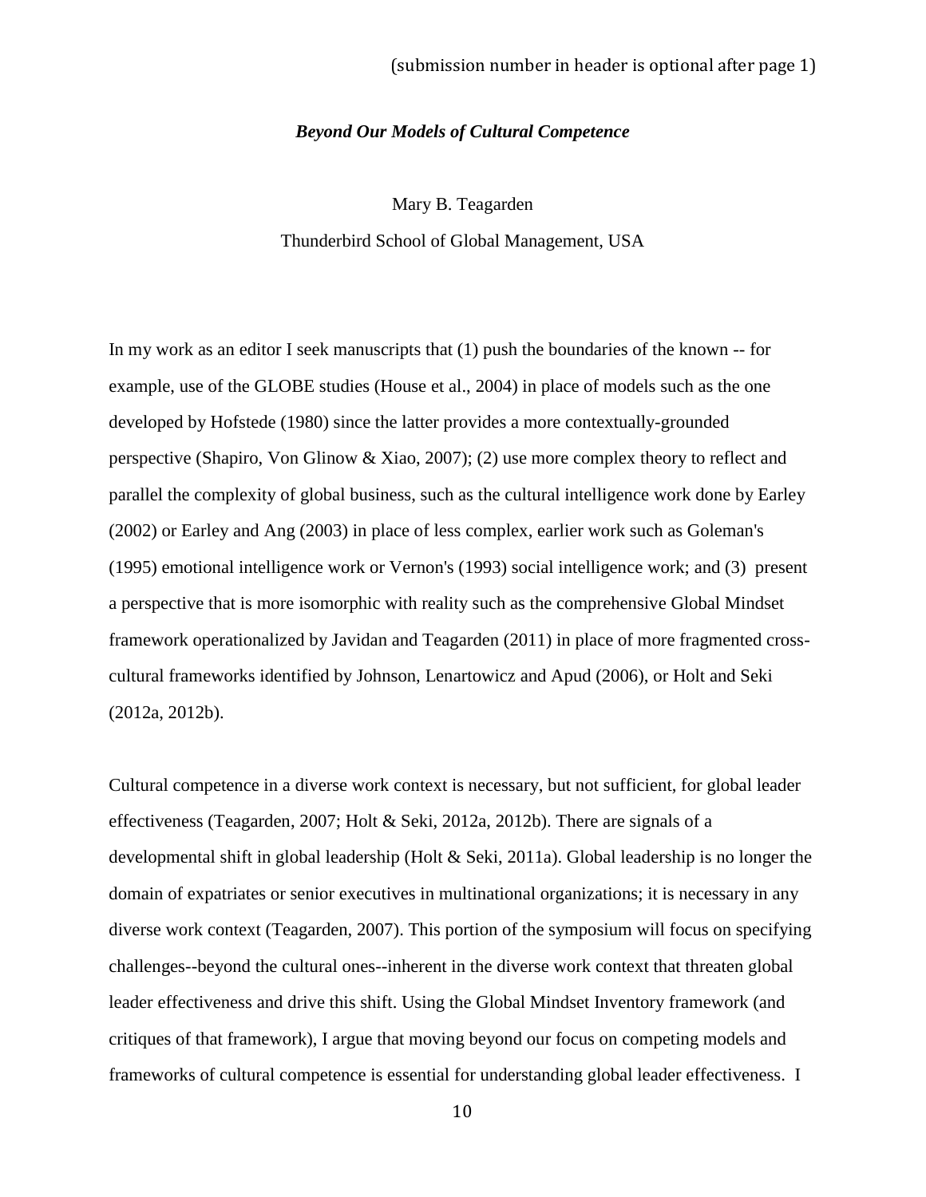*Beyond Our Models of Cultural Competence*

Mary B. Teagarden

Thunderbird School of Global Management, USA

In my work as an editor I seek manuscripts that (1) push the boundaries of the known -- for example, use of the GLOBE studies (House et al., 2004) in place of models such as the one developed by Hofstede (1980) since the latter provides a more contextually-grounded perspective (Shapiro, Von Glinow & Xiao, 2007); (2) use more complex theory to reflect and parallel the complexity of global business, such as the cultural intelligence work done by Earley (2002) or Earley and Ang (2003) in place of less complex, earlier work such as Goleman's (1995) emotional intelligence work or Vernon's (1993) social intelligence work; and (3) present a perspective that is more isomorphic with reality such as the comprehensive Global Mindset framework operationalized by Javidan and Teagarden (2011) in place of more fragmented cross-cultural frameworks identified by Johnson, Lenartowicz and Apud (2006), or Holt and Seki (2012a, 2012b).

Cultural competence in a diverse work context is necessary, but not sufficient, for global leader effectiveness (Teagarden, 2007; Holt & Seki, 2012a, 2012b). There are signals of a developmental shift in global leadership (Holt & Seki, 2011a). Global leadership is no longer the domain of expatriates or senior executives in multinational organizations; it is necessary in any diverse work context (Teagarden, 2007). This portion of the symposium will focus on specifying challenges--beyond the cultural ones--inherent in the diverse work context that threaten global leader effectiveness and drive this shift. Using the Global Mindset Inventory framework (and critiques of that framework), I argue that moving beyond our focus on competing models and frameworks of cultural competence is essential for understanding global leader effectiveness. I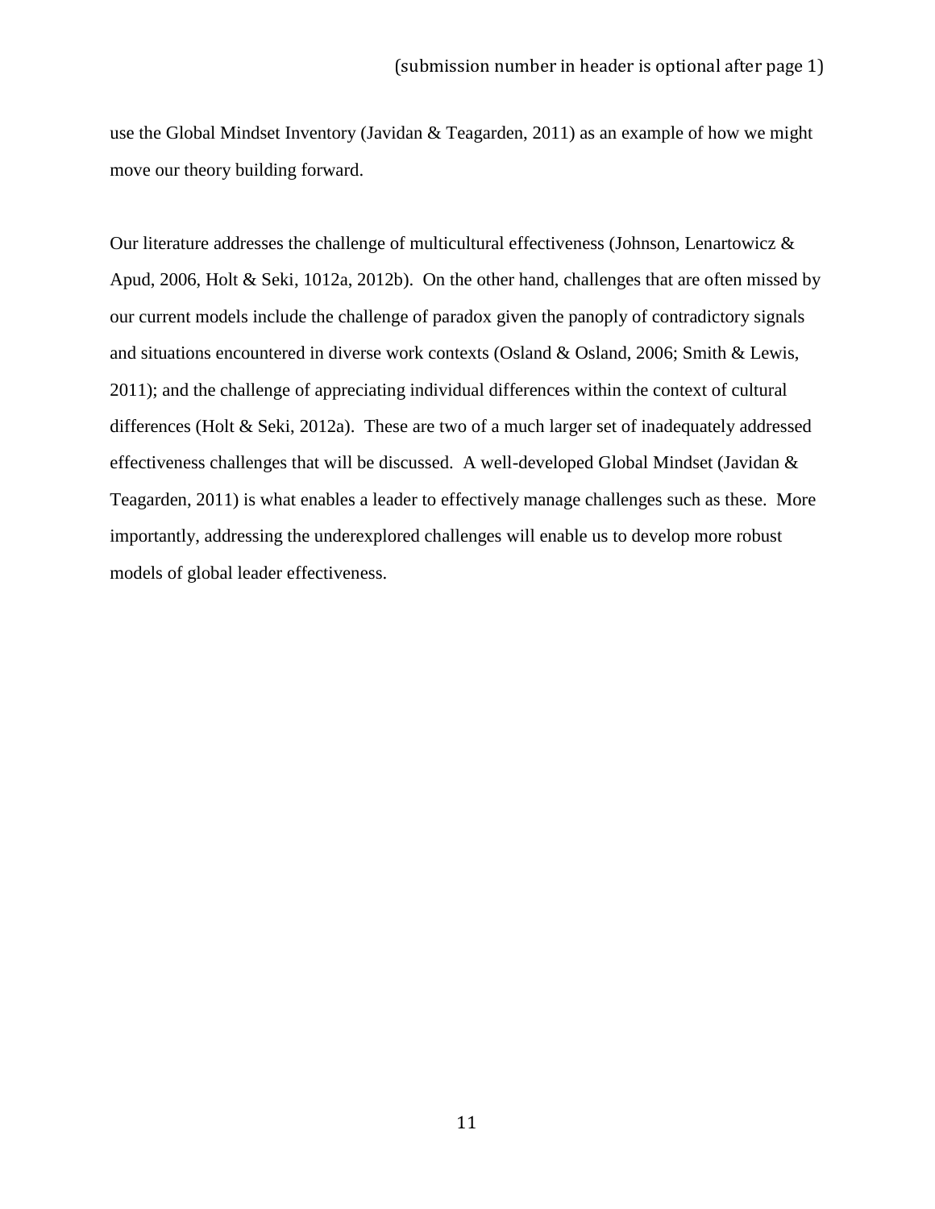use the Global Mindset Inventory (Javidan & Teagarden, 2011) as an example of how we might move our theory building forward.

Our literature addresses the challenge of multicultural effectiveness (Johnson, Lenartowicz & Apud, 2006, Holt & Seki, 1012a, 2012b). On the other hand, challenges that are often missed by our current models include the challenge of paradox given the panoply of contradictory signals and situations encountered in diverse work contexts (Osland & Osland, 2006; Smith & Lewis, 2011); and the challenge of appreciating individual differences within the context of cultural differences (Holt & Seki, 2012a). These are two of a much larger set of inadequately addressed effectiveness challenges that will be discussed. A well-developed Global Mindset (Javidan & Teagarden, 2011) is what enables a leader to effectively manage challenges such as these. More importantly, addressing the underexplored challenges will enable us to develop more robust models of global leader effectiveness.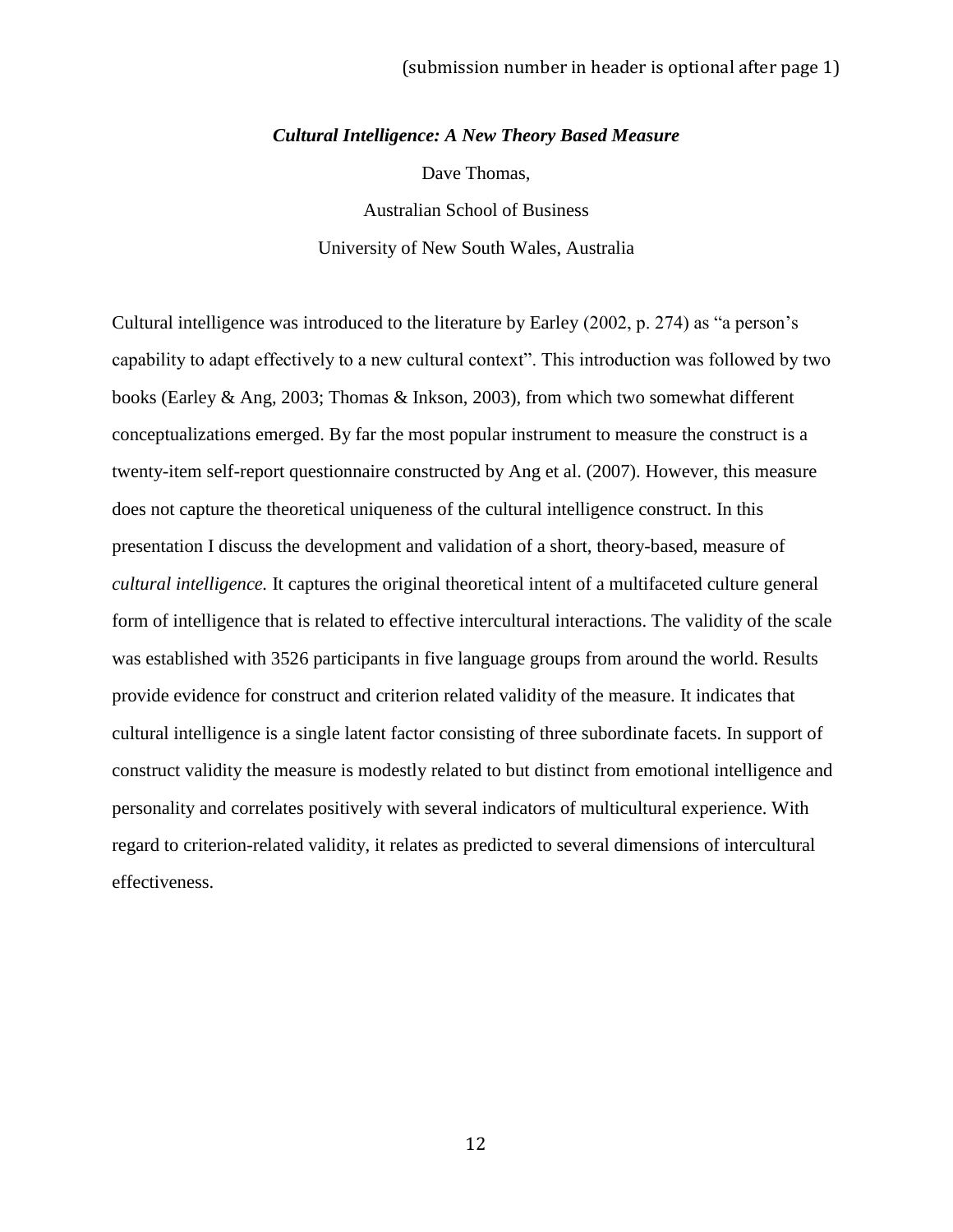### *Cultural Intelligence: A New Theory Based Measure*

Dave Thomas,

Australian School of Business

University of New South Wales, Australia

Cultural intelligence was introduced to the literature by Earley (2002, p. 274) as "a person's capability to adapt effectively to a new cultural context". This introduction was followed by two books (Earley & Ang, 2003; Thomas & Inkson, 2003), from which two somewhat different conceptualizations emerged. By far the most popular instrument to measure the construct is a twenty-item self-report questionnaire constructed by Ang et al. (2007). However, this measure does not capture the theoretical uniqueness of the cultural intelligence construct. In this presentation I discuss the development and validation of a short, theory-based, measure of *cultural intelligence.* It captures the original theoretical intent of a multifaceted culture general form of intelligence that is related to effective intercultural interactions. The validity of the scale was established with 3526 participants in five language groups from around the world. Results provide evidence for construct and criterion related validity of the measure. It indicates that cultural intelligence is a single latent factor consisting of three subordinate facets. In support of construct validity the measure is modestly related to but distinct from emotional intelligence and personality and correlates positively with several indicators of multicultural experience. With regard to criterion-related validity, it relates as predicted to several dimensions of intercultural effectiveness.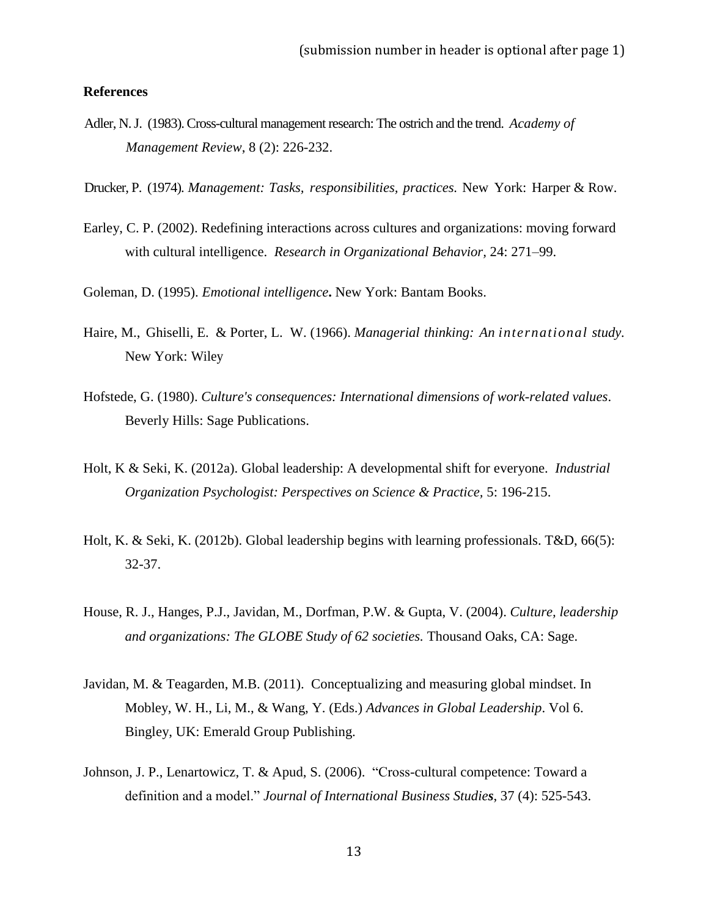**References**

Adler, N. J. (1983). Cross-cultural management research: The ostrich and the trend. *Academy of Management Review*, 8 (2): 226-232.

Drucker, P. (1974). *Management: Tasks, responsibilities, practices*. New York: Harper & Row.

Earley, C. P. (2002). Redefining interactions across cultures and organizations: moving forward with cultural intelligence. *Research in Organizational Behavior*, 24: 271–99.

Goleman, D. (1995). *Emotional intelligence***.** New York: Bantam Books.

Haire, M., Ghiselli, E. & Porter, L. W. (1966). *Managerial thinking: An international study.* New York: Wiley

Hofstede, G. (1980). *Culture's consequences: International dimensions of work-related values*. Beverly Hills: Sage Publications.

Holt, K & Seki, K. (2012a). Global leadership: A developmental shift for everyone. *Industrial Organization Psychologist: Perspectives on Science & Practice,* 5: 196-215.

Holt, K. & Seki, K. (2012b). Global leadership begins with learning professionals. T&D, 66(5): 32-37.

House, R. J., Hanges, P.J., Javidan, M., Dorfman, P.W. & Gupta, V. (2004). *Culture, leadership and organizations: The GLOBE Study of 62 societies.* Thousand Oaks, CA: Sage.

Javidan, M. & Teagarden, M.B. (2011). Conceptualizing and measuring global mindset. In Mobley, W. H., Li, M., & Wang, Y. (Eds.) *Advances in Global Leadership*. Vol 6. Bingley, UK: Emerald Group Publishing.

Johnson, J. P., Lenartowicz, T. & Apud, S. (2006). "Cross-cultural competence: Toward a definition and a model." *Journal of International Business Studies*, 37 (4): 525-543.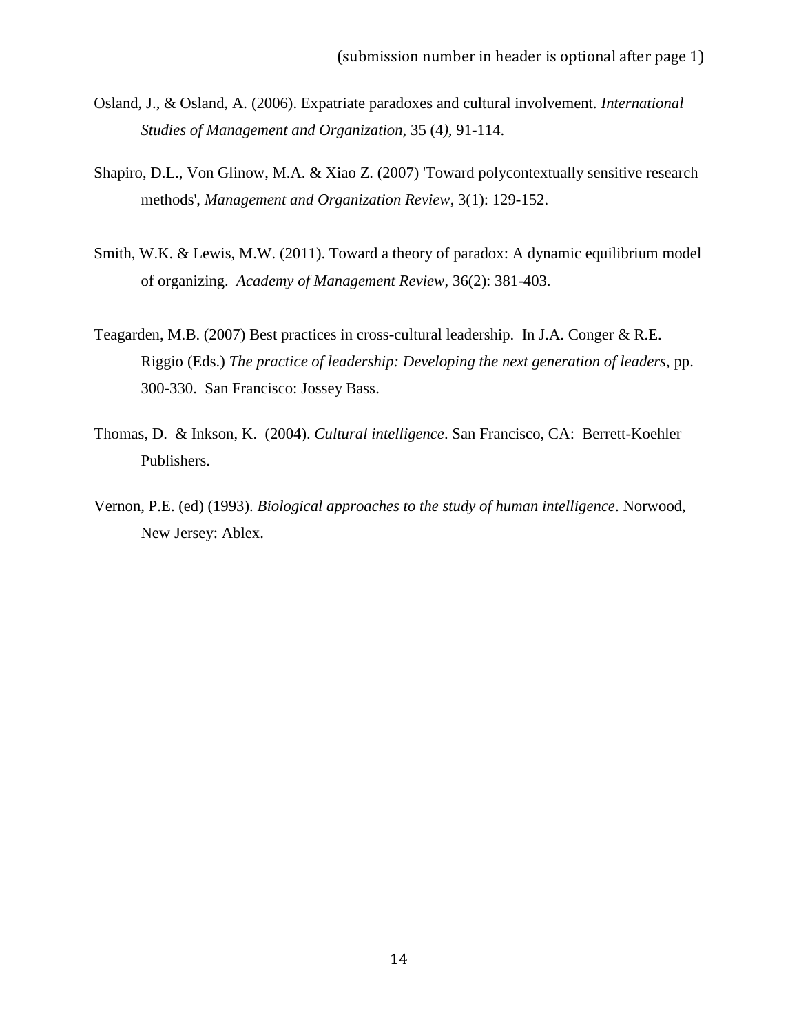Osland, J., & Osland, A. (2006). Expatriate paradoxes and cultural involvement. *International Studies of Management and Organization,* 35 (4*)*, 91-114.

Shapiro, D.L., Von Glinow, M.A. & Xiao Z. (2007) 'Toward polycontextually sensitive research methods', *Management and Organization Review*, 3(1): 129-152.

Smith, W.K. & Lewis, M.W. (2011). Toward a theory of paradox: A dynamic equilibrium model of organizing. *Academy of Management Review*, 36(2): 381-403.

Teagarden, M.B. (2007) Best practices in cross-cultural leadership. In J.A. Conger & R.E. Riggio (Eds.) *The practice of leadership: Developing the next generation of leaders*, pp. 300-330. San Francisco: Jossey Bass.

Thomas, D. & Inkson, K. (2004). *Cultural intelligence*. San Francisco, CA: Berrett-Koehler Publishers.

Vernon, P.E. (ed) (1993). *Biological approaches to the study of human intelligence*. Norwood, New Jersey: Ablex.